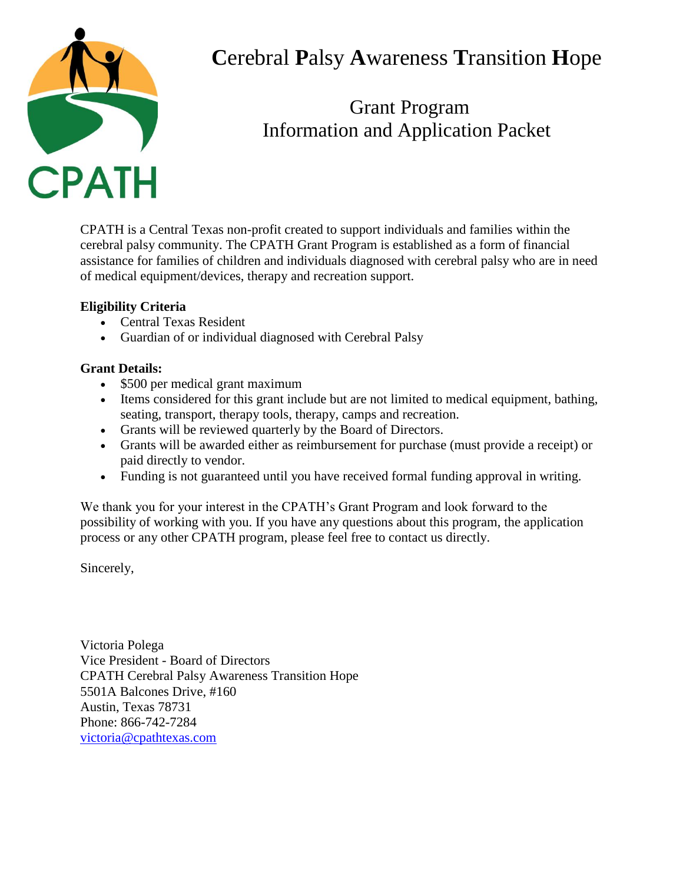# **C**erebral **P**alsy **A**wareness **T**ransition **H**ope

## Grant Program
## Information and Application Packet

CPATH is a Central Texas non-profit created to support individuals and families within the cerebral palsy community. The CPATH Grant Program is established as a form of financial assistance for families of children and individuals diagnosed with cerebral palsy who are in need of medical equipment/devices, therapy and recreation support.

**Eligibility Criteria**

- Central Texas Resident
- Guardian of or individual diagnosed with Cerebral Palsy

**Grant Details:**

- $500 per medical grant maximum
- Items considered for this grant include but are not limited to medical equipment, bathing, seating, transport, therapy tools, therapy, camps and recreation.
- Grants will be reviewed quarterly by the Board of Directors.
- Grants will be awarded either as reimbursement for purchase (must provide a receipt) or paid directly to vendor.
- Funding is not guaranteed until you have received formal funding approval in writing.

We thank you for your interest in the CPATH's Grant Program and look forward to the possibility of working with you. If you have any questions about this program, the application process or any other CPATH program, please feel free to contact us directly.

Sincerely,

Victoria Polega
Vice President - Board of Directors
CPATH Cerebral Palsy Awareness Transition Hope
5501A Balcones Drive, #160
Austin, Texas 78731
Phone: 866-742-7284
victoria@cpathtexas.com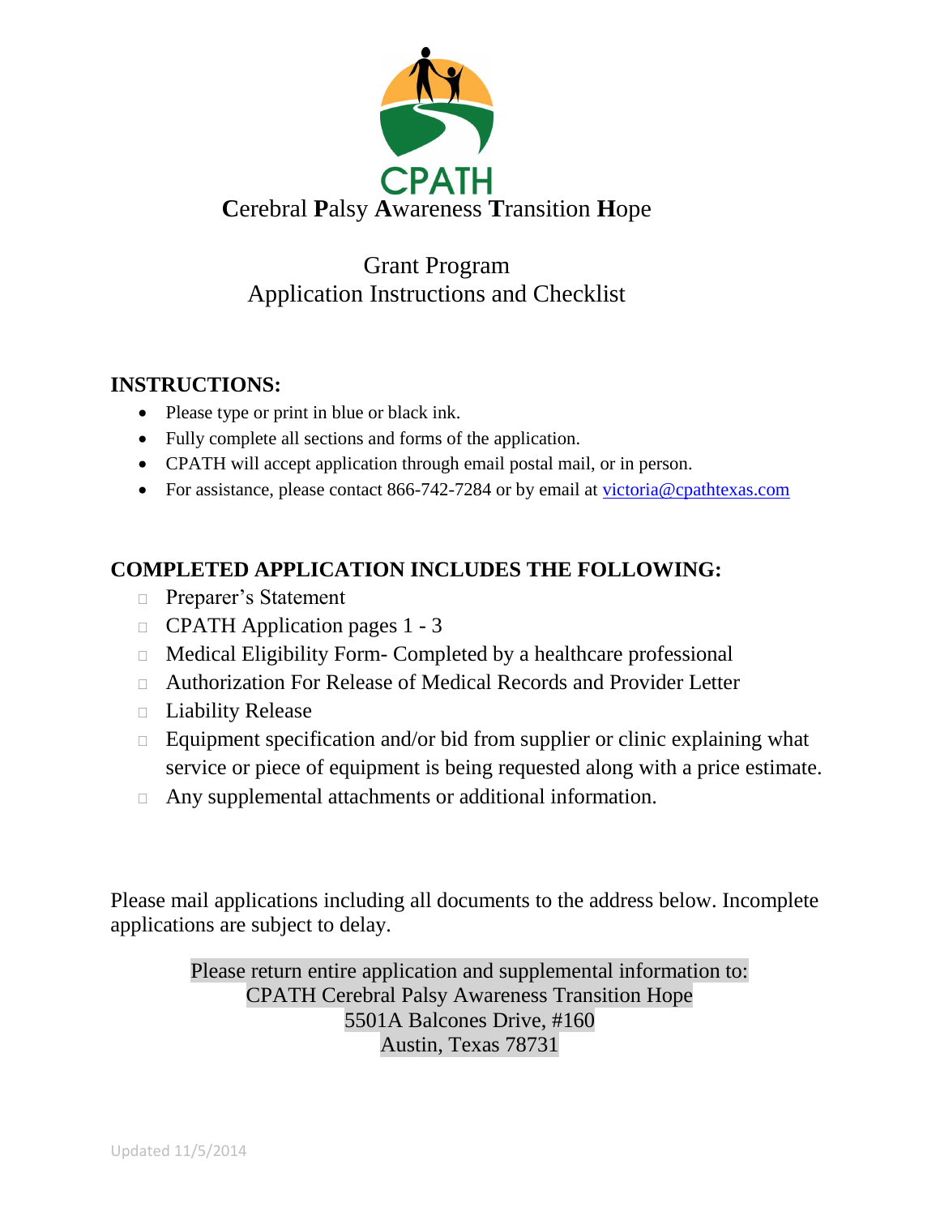CPATH

**C**erebral **P**alsy **A**wareness **T**ransition **H**ope

Grant Program
Application Instructions and Checklist

## INSTRUCTIONS:

- Please type or print in blue or black ink.
- Fully complete all sections and forms of the application.
- CPATH will accept application through email postal mail, or in person.
- For assistance, please contact 866-742-7284 or by email at victoria@cpathtexas.com

## COMPLETED APPLICATION INCLUDES THE FOLLOWING:

- Preparer's Statement
- CPATH Application pages 1 - 3
- Medical Eligibility Form- Completed by a healthcare professional
- Authorization For Release of Medical Records and Provider Letter
- Liability Release
- Equipment specification and/or bid from supplier or clinic explaining what service or piece of equipment is being requested along with a price estimate.
- Any supplemental attachments or additional information.

Please mail applications including all documents to the address below. Incomplete applications are subject to delay.

Please return entire application and supplemental information to:
CPATH Cerebral Palsy Awareness Transition Hope
5501A Balcones Drive, #160
Austin, Texas 78731

Updated 11/5/2014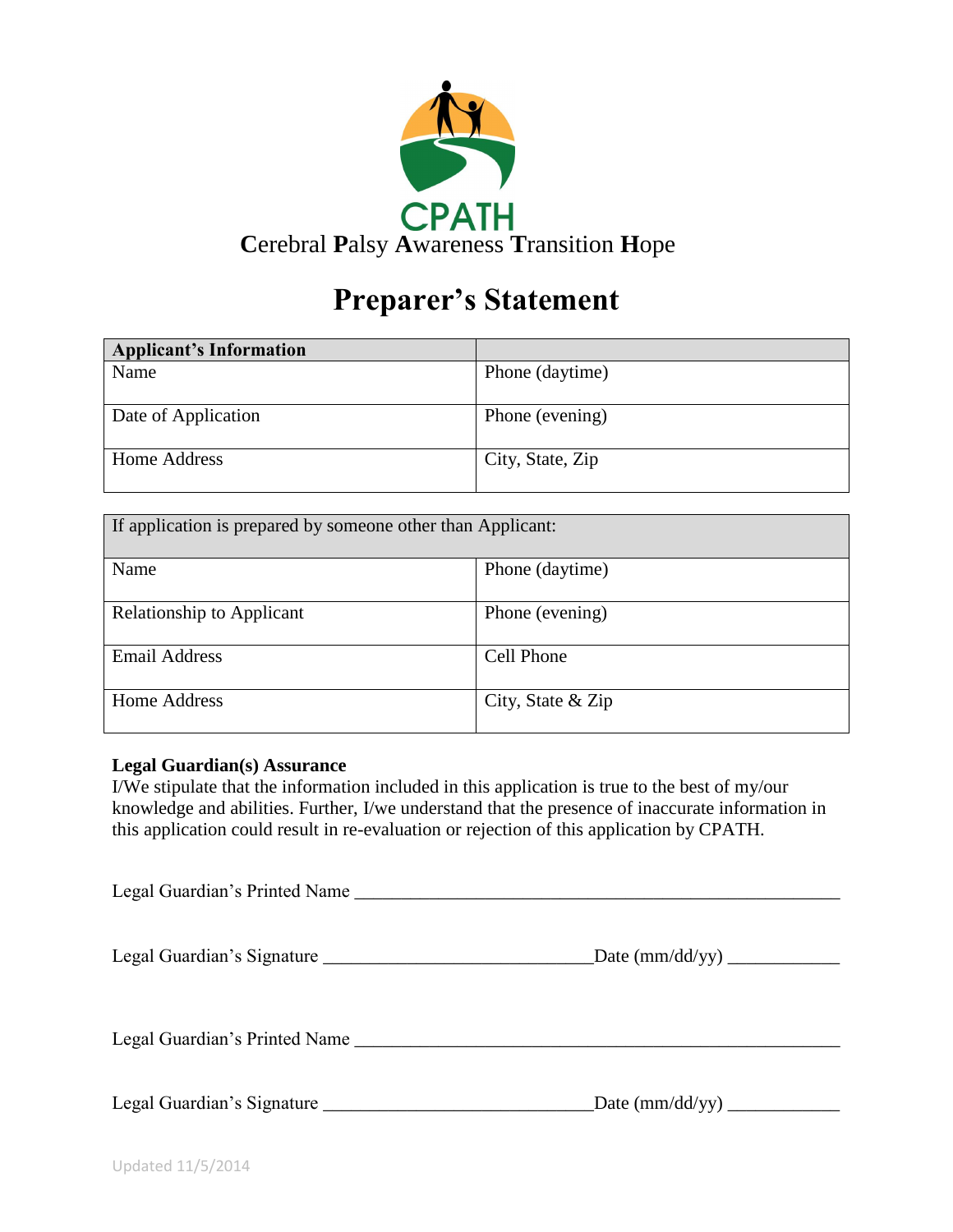CPATH

Cerebral Palsy Awareness Transition Hope

# Preparer's Statement

| Applicant's Information | |
|---|---|
| Name | Phone (daytime) |
| Date of Application | Phone (evening) |
| Home Address | City, State, Zip |

| If application is prepared by someone other than Applicant: | |
|---|---|
| Name | Phone (daytime) |
| Relationship to Applicant | Phone (evening) |
| Email Address | Cell Phone |
| Home Address | City, State & Zip |

**Legal Guardian(s) Assurance**

I/We stipulate that the information included in this application is true to the best of my/our knowledge and abilities. Further, I/we understand that the presence of inaccurate information in this application could result in re-evaluation or rejection of this application by CPATH.

Legal Guardian's Printed Name ______________________________________________________

Legal Guardian's Signature ______________________________Date (mm/dd/yy) ____________

Legal Guardian's Printed Name ______________________________________________________

Legal Guardian's Signature ______________________________Date (mm/dd/yy) ____________

Updated 11/5/2014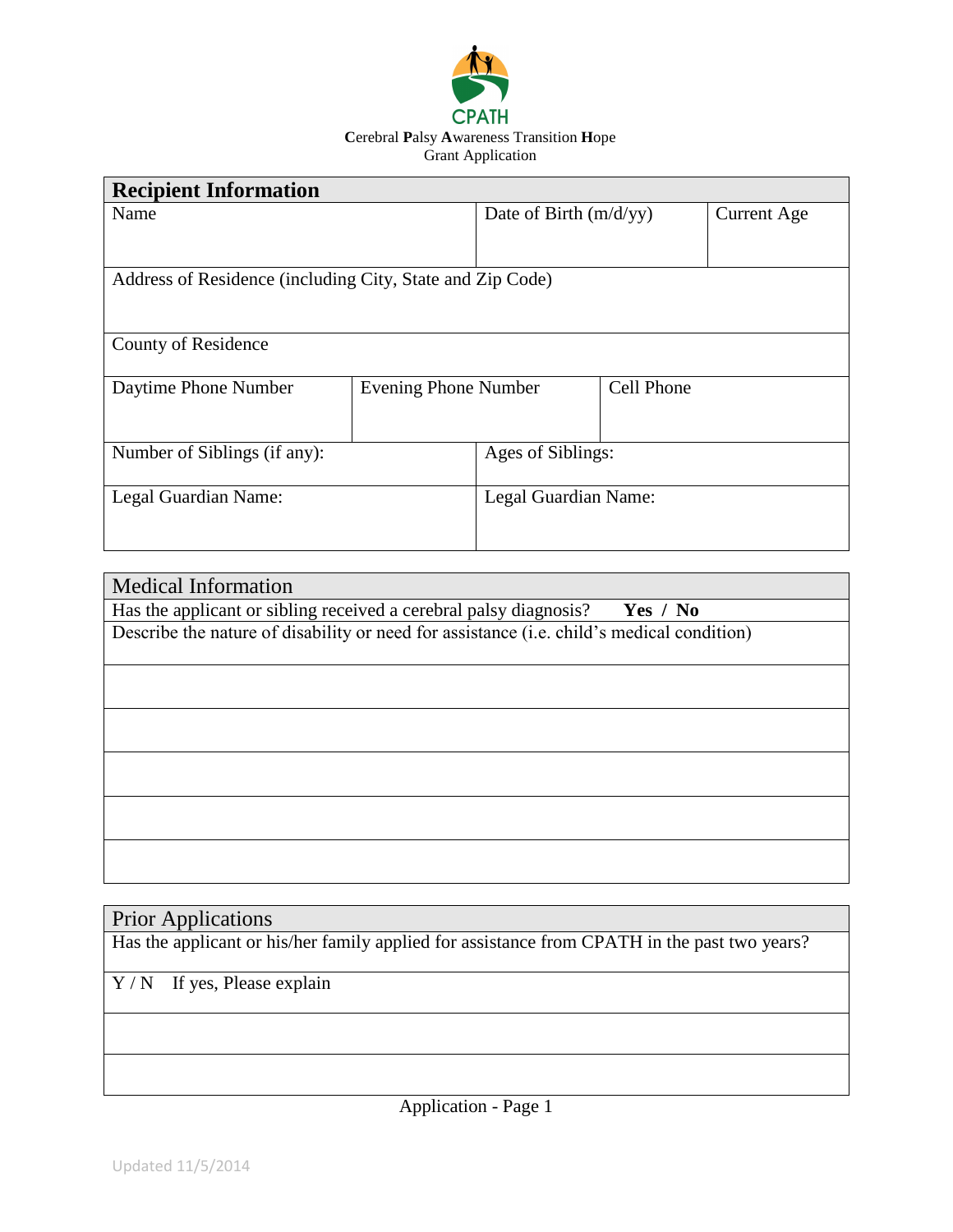**C**erebral **P**alsy **A**wareness Transition **H**ope
Grant Application

| **Recipient Information** | | | | |
|---|---|---|---|---|
| Name | | Date of Birth (m/d/yy) | | Current Age |
| Address of Residence (including City, State and Zip Code) | | | | |
| County of Residence | | | | |
| Daytime Phone Number | Evening Phone Number | | Cell Phone | |
| Number of Siblings (if any): | | Ages of Siblings: | | |
| Legal Guardian Name: | | Legal Guardian Name: | | |

| Medical Information |
|---|
| Has the applicant or sibling received a cerebral palsy diagnosis? **Yes / No** |
| Describe the nature of disability or need for assistance (i.e. child's medical condition) |
| |
| |
| |
| |
| |

| Prior Applications |
|---|
| Has the applicant or his/her family applied for assistance from CPATH in the past two years? |
| Y / N If yes, Please explain |
| |
| |

Application - Page 1

Updated 11/5/2014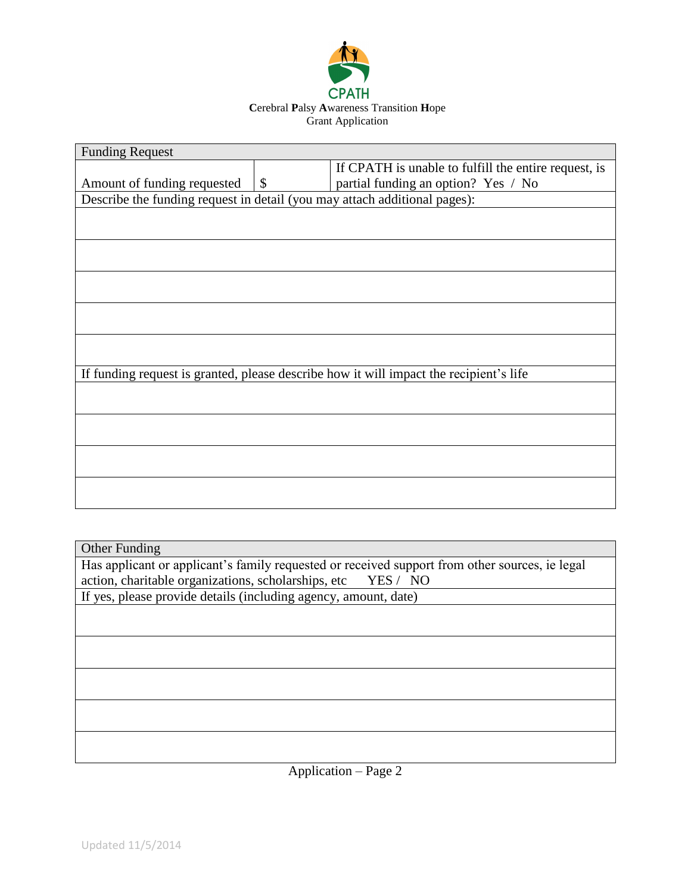**C**erebral **P**alsy **A**wareness Transition **H**ope
Grant Application

| Funding Request | | |
|---|---|---|
| Amount of funding requested | $ | If CPATH is unable to fulfill the entire request, is partial funding an option? Yes / No |
| Describe the funding request in detail (you may attach additional pages): | | |
| | | |
| | | |
| | | |
| | | |
| | | |
| If funding request is granted, please describe how it will impact the recipient's life | | |
| | | |
| | | |
| | | |
| | | |

| Other Funding |
|---|
| Has applicant or applicant's family requested or received support from other sources, ie legal action, charitable organizations, scholarships, etc YES / NO |
| If yes, please provide details (including agency, amount, date) |
| |
| |
| |
| |
| |

Application – Page 2

Updated 11/5/2014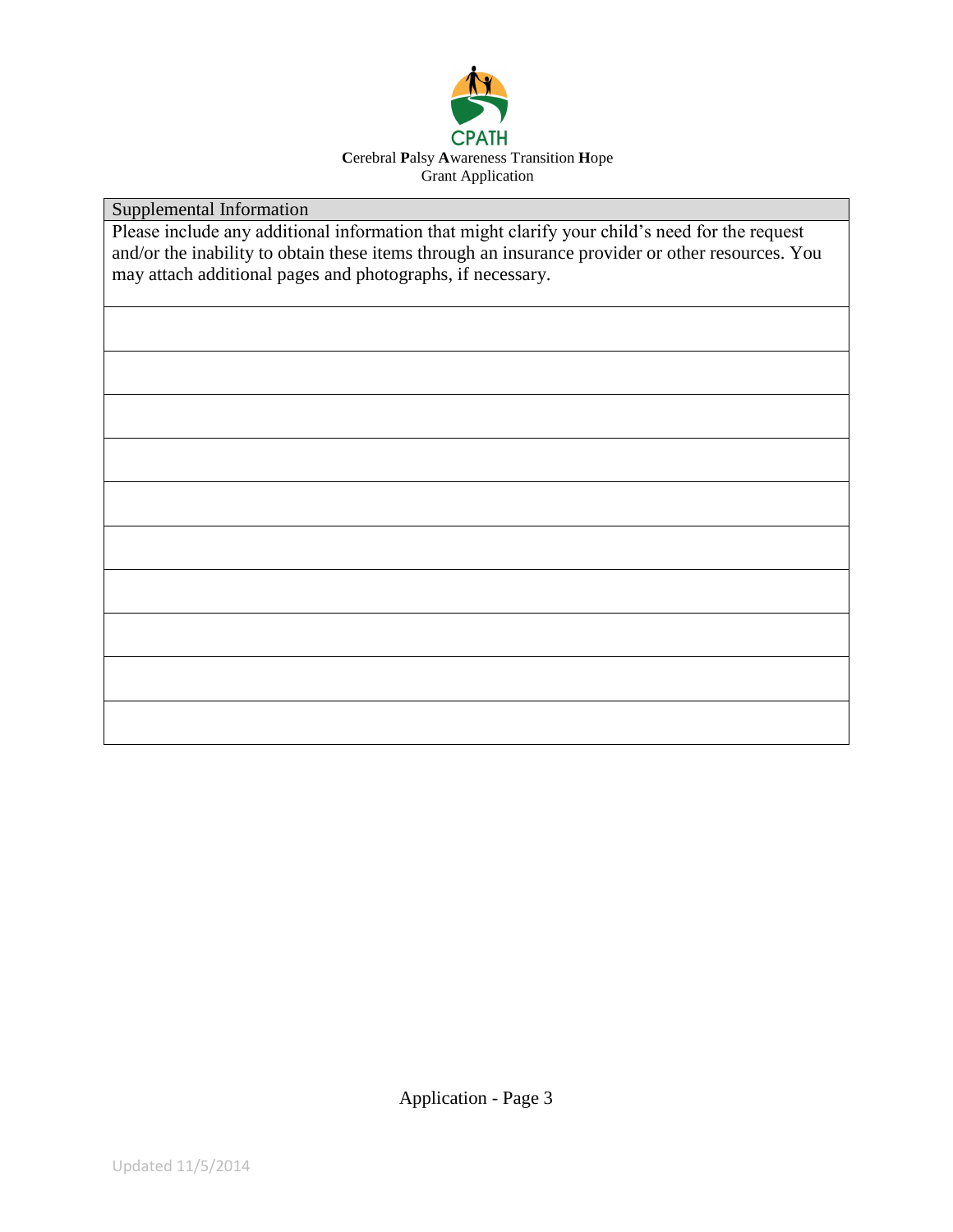CPATH

**C**erebral **P**alsy **A**wareness Transition **H**ope
Grant Application

| Supplemental Information |
|---|
| Please include any additional information that might clarify your child's need for the request and/or the inability to obtain these items through an insurance provider or other resources. You may attach additional pages and photographs, if necessary. |
| |
| |
| |
| |
| |
| |
| |
| |
| |
| |

Application - Page 3

Updated 11/5/2014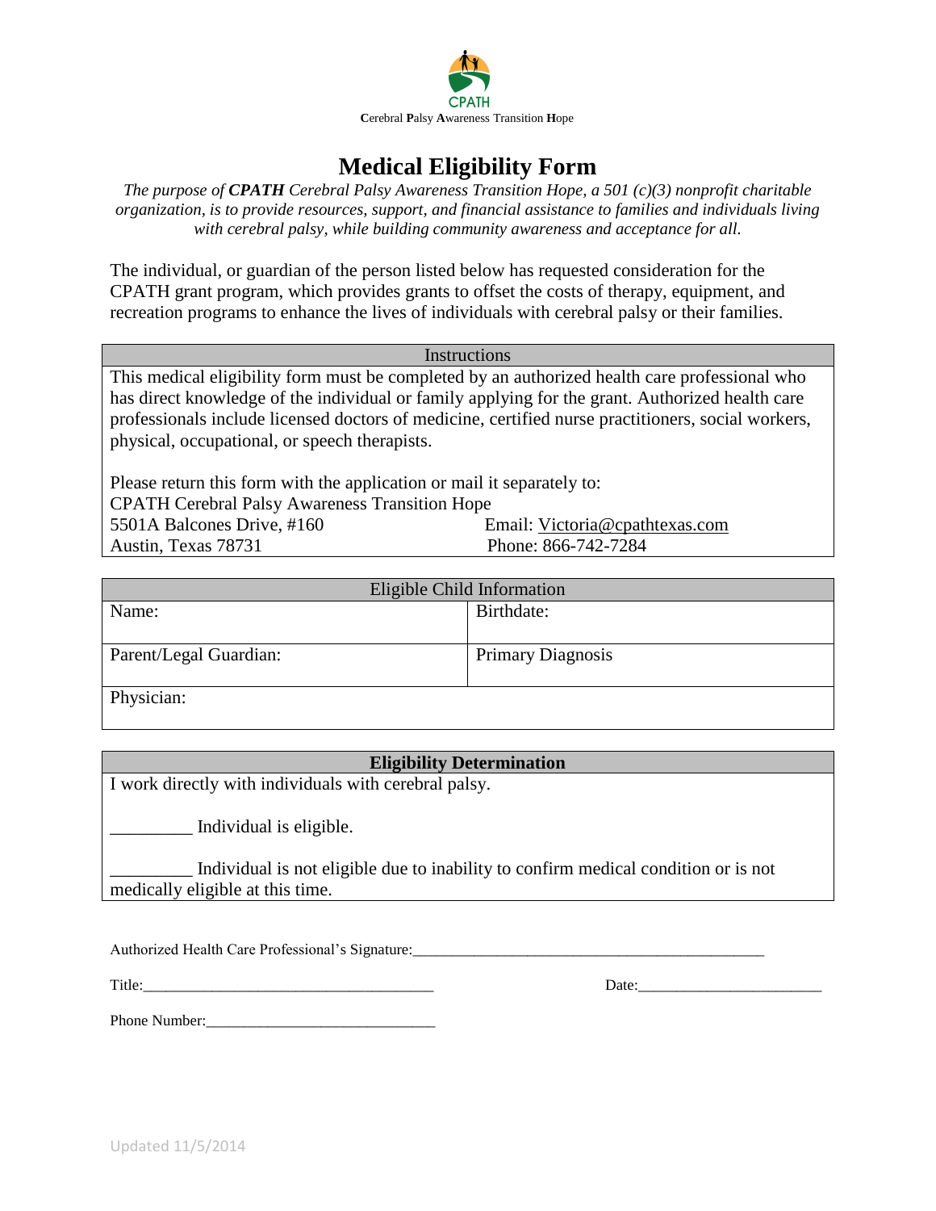CPATH

**C**erebral **P**alsy **A**wareness Transition **H**ope

# Medical Eligibility Form

*The purpose of **CPATH** Cerebral Palsy Awareness Transition Hope, a 501 (c)(3) nonprofit charitable organization, is to provide resources, support, and financial assistance to families and individuals living with cerebral palsy, while building community awareness and acceptance for all.*

The individual, or guardian of the person listed below has requested consideration for the CPATH grant program, which provides grants to offset the costs of therapy, equipment, and recreation programs to enhance the lives of individuals with cerebral palsy or their families.

| Instructions | |
|---|---|
| This medical eligibility form must be completed by an authorized health care professional who has direct knowledge of the individual or family applying for the grant. Authorized health care professionals include licensed doctors of medicine, certified nurse practitioners, social workers, physical, occupational, or speech therapists. | |
| Please return this form with the application or mail it separately to: | |
| CPATH Cerebral Palsy Awareness Transition Hope | |
| 5501A Balcones Drive, #160 | Email: Victoria@cpathtexas.com |
| Austin, Texas 78731 | Phone: 866-742-7284 |

| Eligible Child Information | |
|---|---|
| Name: | Birthdate: |
| Parent/Legal Guardian: | Primary Diagnosis |
| Physician: | |

| **Eligibility Determination** |
|---|
| I work directly with individuals with cerebral palsy. |
| _________ Individual is eligible. |
| _________ Individual is not eligible due to inability to confirm medical condition or is not medically eligible at this time. |

Authorized Health Care Professional's Signature:_______________________________________________

Title:_______________________________________ Date:________________________

Phone Number:______________________________

Updated 11/5/2014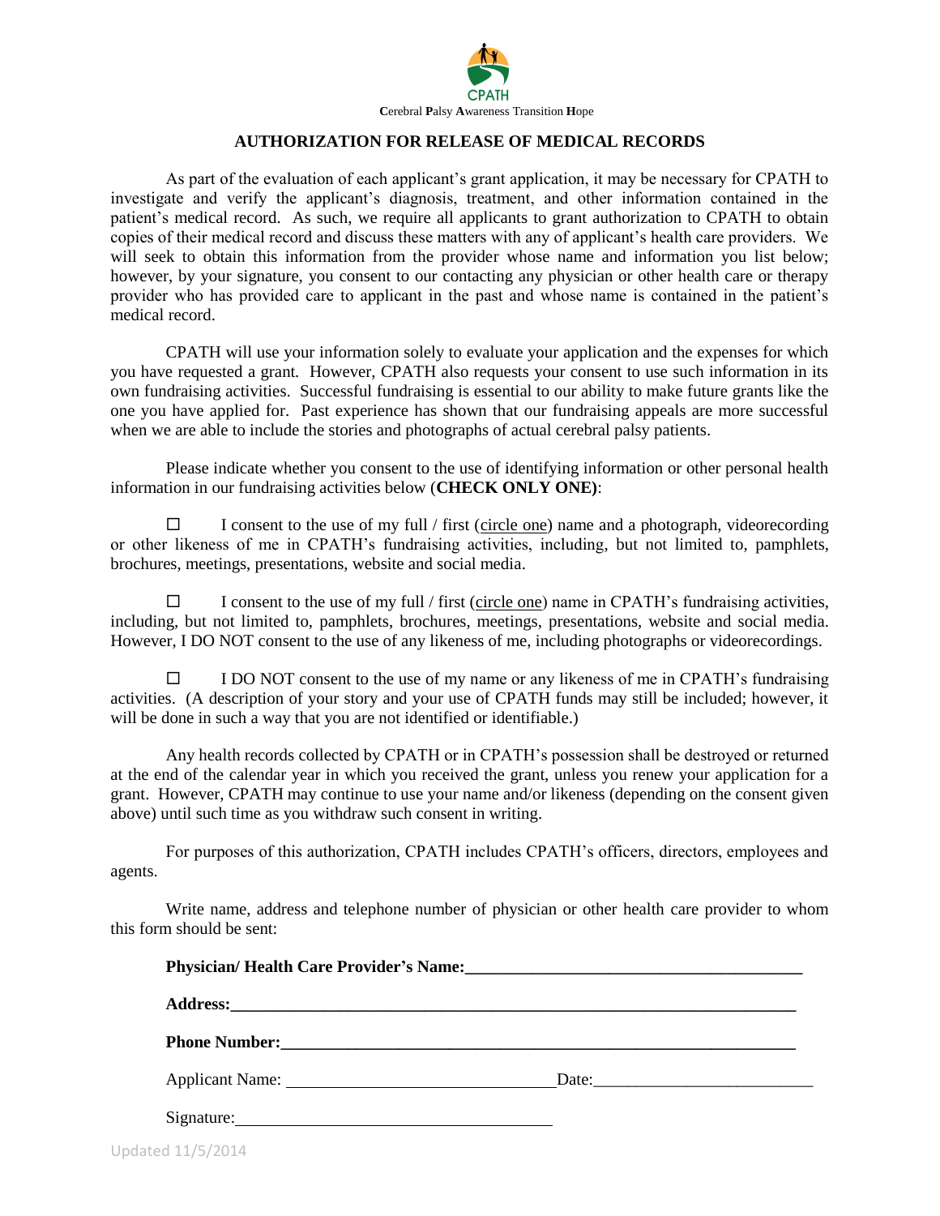CPATH

**C**erebral **P**alsy **A**wareness Transition **H**ope

## AUTHORIZATION FOR RELEASE OF MEDICAL RECORDS

As part of the evaluation of each applicant's grant application, it may be necessary for CPATH to investigate and verify the applicant's diagnosis, treatment, and other information contained in the patient's medical record. As such, we require all applicants to grant authorization to CPATH to obtain copies of their medical record and discuss these matters with any of applicant's health care providers. We will seek to obtain this information from the provider whose name and information you list below; however, by your signature, you consent to our contacting any physician or other health care or therapy provider who has provided care to applicant in the past and whose name is contained in the patient's medical record.

CPATH will use your information solely to evaluate your application and the expenses for which you have requested a grant. However, CPATH also requests your consent to use such information in its own fundraising activities. Successful fundraising is essential to our ability to make future grants like the one you have applied for. Past experience has shown that our fundraising appeals are more successful when we are able to include the stories and photographs of actual cerebral palsy patients.

Please indicate whether you consent to the use of identifying information or other personal health information in our fundraising activities below (**CHECK ONLY ONE)**:

☐ I consent to the use of my full / first (circle one) name and a photograph, videorecording or other likeness of me in CPATH's fundraising activities, including, but not limited to, pamphlets, brochures, meetings, presentations, website and social media.

☐ I consent to the use of my full / first (circle one) name in CPATH's fundraising activities, including, but not limited to, pamphlets, brochures, meetings, presentations, website and social media. However, I DO NOT consent to the use of any likeness of me, including photographs or videorecordings.

☐ I DO NOT consent to the use of my name or any likeness of me in CPATH's fundraising activities. (A description of your story and your use of CPATH funds may still be included; however, it will be done in such a way that you are not identified or identifiable.)

Any health records collected by CPATH or in CPATH's possession shall be destroyed or returned at the end of the calendar year in which you received the grant, unless you renew your application for a grant. However, CPATH may continue to use your name and/or likeness (depending on the consent given above) until such time as you withdraw such consent in writing.

For purposes of this authorization, CPATH includes CPATH's officers, directors, employees and agents.

Write name, address and telephone number of physician or other health care provider to whom this form should be sent:

**Physician/ Health Care Provider's Name:**\_\_\_\_\_\_\_\_\_\_\_\_\_\_\_\_\_\_\_\_\_\_\_\_\_\_\_\_\_\_\_\_\_\_\_\_\_\_\_\_

**Address:**\_\_\_\_\_\_\_\_\_\_\_\_\_\_\_\_\_\_\_\_\_\_\_\_\_\_\_\_\_\_\_\_\_\_\_\_\_\_\_\_\_\_\_\_\_\_\_\_\_\_\_\_\_\_\_\_\_\_\_\_\_\_\_\_\_\_\_\_

**Phone Number:**\_\_\_\_\_\_\_\_\_\_\_\_\_\_\_\_\_\_\_\_\_\_\_\_\_\_\_\_\_\_\_\_\_\_\_\_\_\_\_\_\_\_\_\_\_\_\_\_\_\_\_\_\_\_\_\_\_\_\_\_\_\_

Applicant Name: \_\_\_\_\_\_\_\_\_\_\_\_\_\_\_\_\_\_\_\_\_\_\_\_\_\_\_\_\_\_\_\_ Date:\_\_\_\_\_\_\_\_\_\_\_\_\_\_\_\_\_\_\_\_\_\_\_\_\_\_

Signature:\_\_\_\_\_\_\_\_\_\_\_\_\_\_\_\_\_\_\_\_\_\_\_\_\_\_\_\_\_\_\_\_\_\_\_\_\_\_

Updated 11/5/2014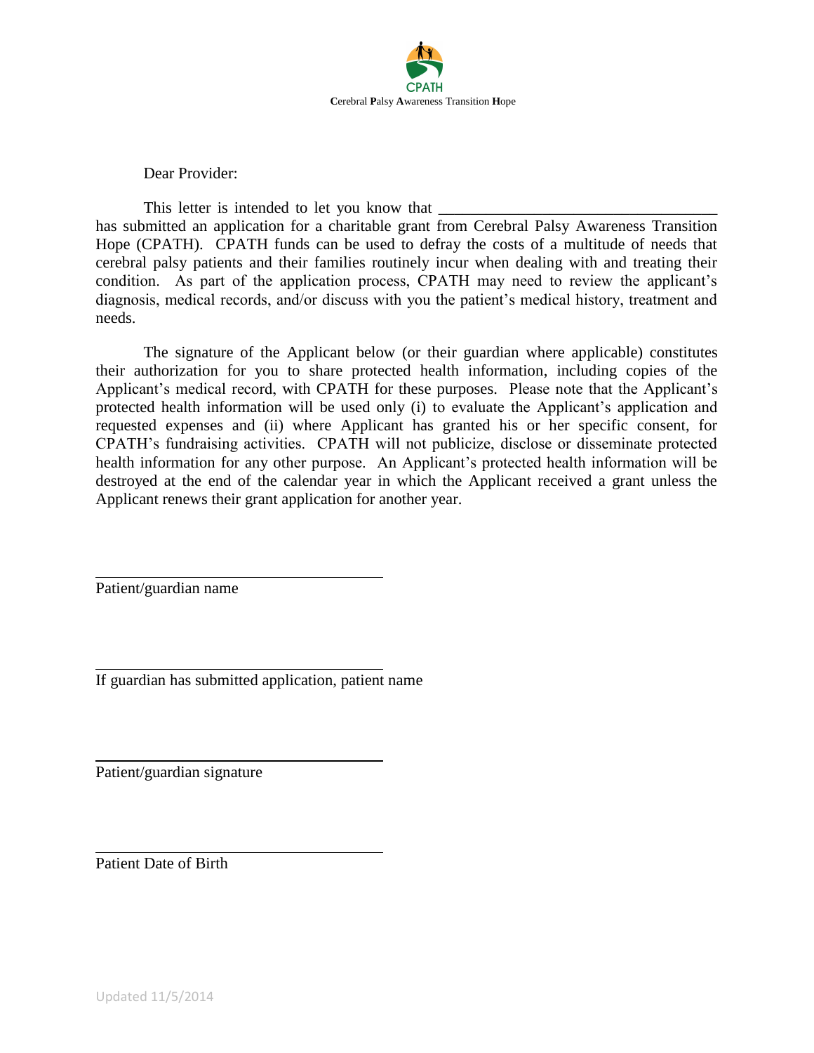CPATH

**C**erebral **P**alsy **A**wareness Transition **H**ope

Dear Provider:

This letter is intended to let you know that ___________________________________ has submitted an application for a charitable grant from Cerebral Palsy Awareness Transition Hope (CPATH). CPATH funds can be used to defray the costs of a multitude of needs that cerebral palsy patients and their families routinely incur when dealing with and treating their condition. As part of the application process, CPATH may need to review the applicant's diagnosis, medical records, and/or discuss with you the patient's medical history, treatment and needs.

The signature of the Applicant below (or their guardian where applicable) constitutes their authorization for you to share protected health information, including copies of the Applicant's medical record, with CPATH for these purposes. Please note that the Applicant's protected health information will be used only (i) to evaluate the Applicant's application and requested expenses and (ii) where Applicant has granted his or her specific consent, for CPATH's fundraising activities. CPATH will not publicize, disclose or disseminate protected health information for any other purpose. An Applicant's protected health information will be destroyed at the end of the calendar year in which the Applicant received a grant unless the Applicant renews their grant application for another year.

____________________________________

Patient/guardian name

____________________________________

If guardian has submitted application, patient name

____________________________________

Patient/guardian signature

____________________________________

Patient Date of Birth

Updated 11/5/2014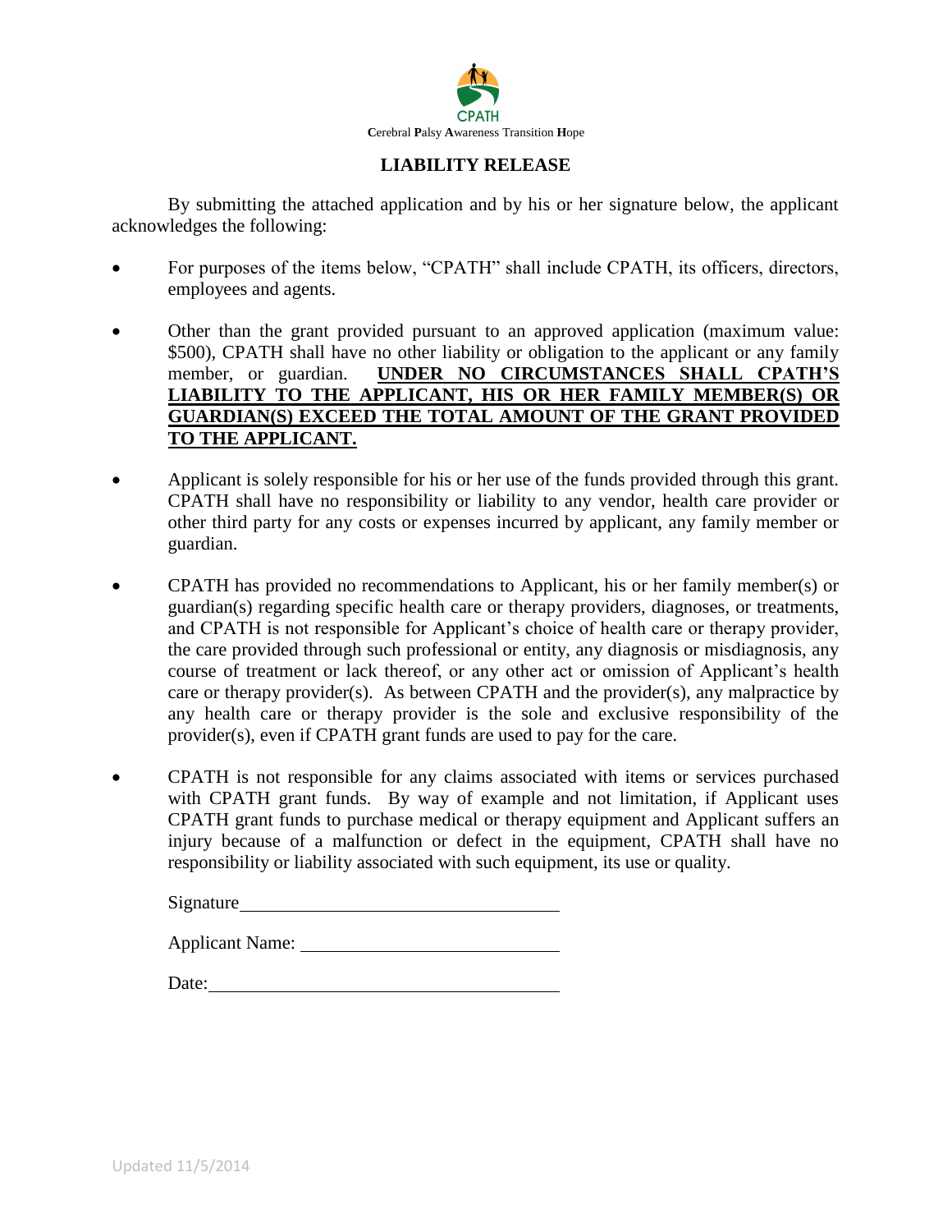CPATH

**C**erebral **P**alsy **A**wareness Transition **H**ope

# LIABILITY RELEASE

By submitting the attached application and by his or her signature below, the applicant acknowledges the following:

- For purposes of the items below, "CPATH" shall include CPATH, its officers, directors, employees and agents.

- Other than the grant provided pursuant to an approved application (maximum value: $500), CPATH shall have no other liability or obligation to the applicant or any family member, or guardian. **UNDER NO CIRCUMSTANCES SHALL CPATH'S LIABILITY TO THE APPLICANT, HIS OR HER FAMILY MEMBER(S) OR GUARDIAN(S) EXCEED THE TOTAL AMOUNT OF THE GRANT PROVIDED TO THE APPLICANT.**

- Applicant is solely responsible for his or her use of the funds provided through this grant. CPATH shall have no responsibility or liability to any vendor, health care provider or other third party for any costs or expenses incurred by applicant, any family member or guardian.

- CPATH has provided no recommendations to Applicant, his or her family member(s) or guardian(s) regarding specific health care or therapy providers, diagnoses, or treatments, and CPATH is not responsible for Applicant's choice of health care or therapy provider, the care provided through such professional or entity, any diagnosis or misdiagnosis, any course of treatment or lack thereof, or any other act or omission of Applicant's health care or therapy provider(s). As between CPATH and the provider(s), any malpractice by any health care or therapy provider is the sole and exclusive responsibility of the provider(s), even if CPATH grant funds are used to pay for the care.

- CPATH is not responsible for any claims associated with items or services purchased with CPATH grant funds. By way of example and not limitation, if Applicant uses CPATH grant funds to purchase medical or therapy equipment and Applicant suffers an injury because of a malfunction or defect in the equipment, CPATH shall have no responsibility or liability associated with such equipment, its use or quality.

Signature\_\_\_\_\_\_\_\_\_\_\_\_\_\_\_\_\_\_\_\_\_\_\_\_\_\_\_\_\_\_\_\_\_\_\_

Applicant Name: \_\_\_\_\_\_\_\_\_\_\_\_\_\_\_\_\_\_\_\_\_\_\_\_\_\_\_\_

Date:\_\_\_\_\_\_\_\_\_\_\_\_\_\_\_\_\_\_\_\_\_\_\_\_\_\_\_\_\_\_\_\_\_\_\_\_\_\_

Updated 11/5/2014